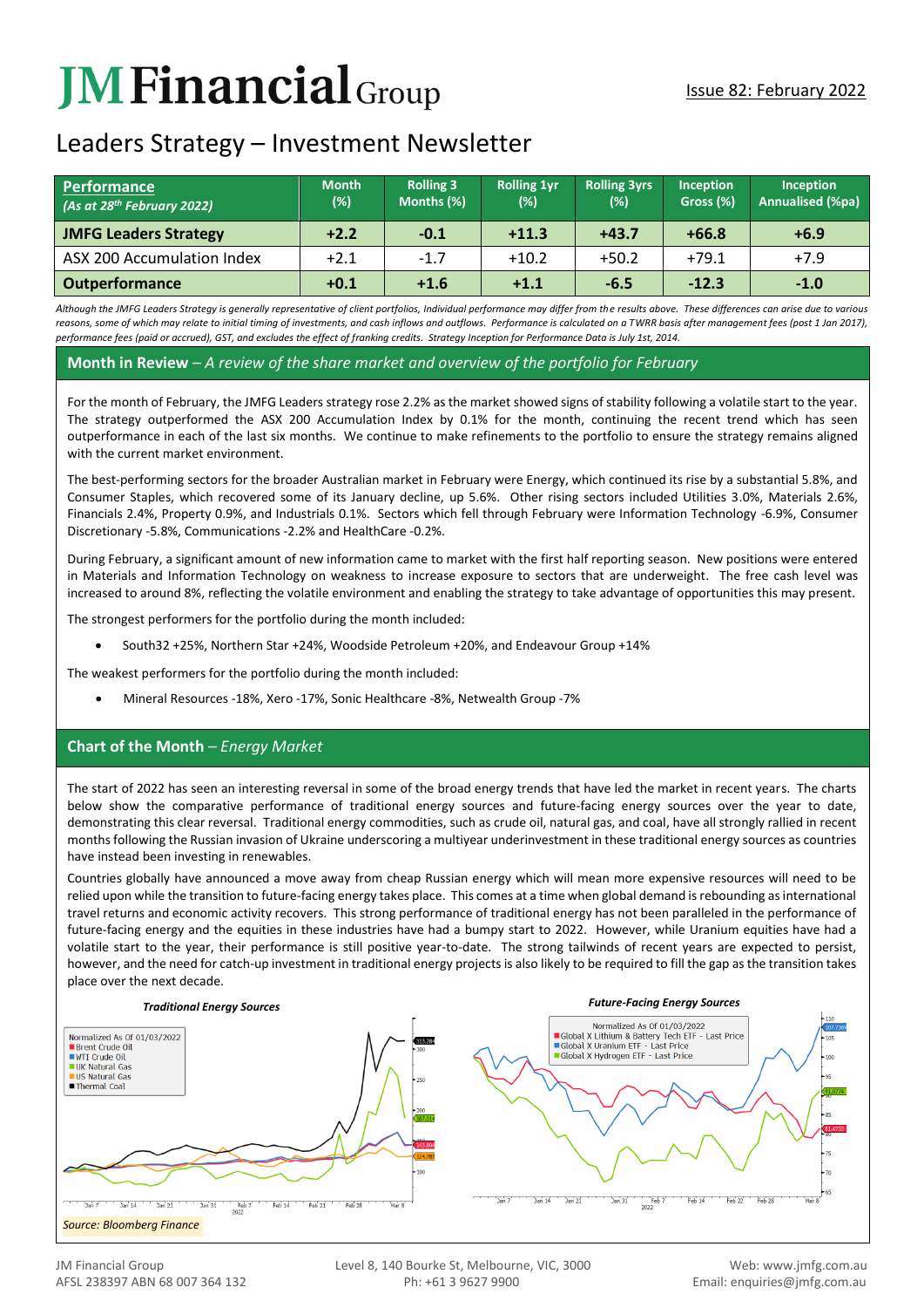# JM Financial Group

Issue 82: February 2022

## Leaders Strategy – Investment Newsletter

| Performance *(As at 28th February 2022)* | Month (%) | Rolling 3 Months (%) | Rolling 1yr (%) | Rolling 3yrs (%) | Inception Gross (%) | Inception Annualised (%pa) |
|---|---|---|---|---|---|---|
| **JMFG Leaders Strategy** | **+2.2** | **-0.1** | **+11.3** | **+43.7** | **+66.8** | **+6.9** |
| ASX 200 Accumulation Index | +2.1 | -1.7 | +10.2 | +50.2 | +79.1 | +7.9 |
| **Outperformance** | **+0.1** | **+1.6** | **+1.1** | **-6.5** | **-12.3** | **-1.0** |

*Although the JMFG Leaders Strategy is generally representative of client portfolios, Individual performance may differ from the results above. These differences can arise due to various reasons, some of which may relate to initial timing of investments, and cash inflows and outflows. Performance is calculated on a TWRR basis after management fees (post 1 Jan 2017), performance fees (paid or accrued), GST, and excludes the effect of franking credits. Strategy Inception for Performance Data is July 1st, 2014.*

## Month in Review – *A review of the share market and overview of the portfolio for February*

For the month of February, the JMFG Leaders strategy rose 2.2% as the market showed signs of stability following a volatile start to the year. The strategy outperformed the ASX 200 Accumulation Index by 0.1% for the month, continuing the recent trend which has seen outperformance in each of the last six months. We continue to make refinements to the portfolio to ensure the strategy remains aligned with the current market environment.

The best-performing sectors for the broader Australian market in February were Energy, which continued its rise by a substantial 5.8%, and Consumer Staples, which recovered some of its January decline, up 5.6%. Other rising sectors included Utilities 3.0%, Materials 2.6%, Financials 2.4%, Property 0.9%, and Industrials 0.1%. Sectors which fell through February were Information Technology -6.9%, Consumer Discretionary -5.8%, Communications -2.2% and HealthCare -0.2%.

During February, a significant amount of new information came to market with the first half reporting season. New positions were entered in Materials and Information Technology on weakness to increase exposure to sectors that are underweight. The free cash level was increased to around 8%, reflecting the volatile environment and enabling the strategy to take advantage of opportunities this may present.

The strongest performers for the portfolio during the month included:

- South32 +25%, Northern Star +24%, Woodside Petroleum +20%, and Endeavour Group +14%

The weakest performers for the portfolio during the month included:

- Mineral Resources -18%, Xero -17%, Sonic Healthcare -8%, Netwealth Group -7%

## Chart of the Month – *Energy Market*

The start of 2022 has seen an interesting reversal in some of the broad energy trends that have led the market in recent years. The charts below show the comparative performance of traditional energy sources and future-facing energy sources over the year to date, demonstrating this clear reversal. Traditional energy commodities, such as crude oil, natural gas, and coal, have all strongly rallied in recent months following the Russian invasion of Ukraine underscoring a multiyear underinvestment in these traditional energy sources as countries have instead been investing in renewables.

Countries globally have announced a move away from cheap Russian energy which will mean more expensive resources will need to be relied upon while the transition to future-facing energy takes place. This comes at a time when global demand is rebounding as international travel returns and economic activity recovers. This strong performance of traditional energy has not been paralleled in the performance of future-facing energy and the equities in these industries have had a bumpy start to 2022. However, while Uranium equities have had a volatile start to the year, their performance is still positive year-to-date. The strong tailwinds of recent years are expected to persist, however, and the need for catch-up investment in traditional energy projects is also likely to be required to fill the gap as the transition takes place over the next decade.

***Traditional Energy Sources***

***Future-Facing Energy Sources***

*Source: Bloomberg Finance*

JM Financial Group
AFSL 238397 ABN 68 007 364 132

Level 8, 140 Bourke St, Melbourne, VIC, 3000
Ph: +61 3 9627 9900

Web: www.jmfg.com.au
Email: enquiries@jmfg.com.au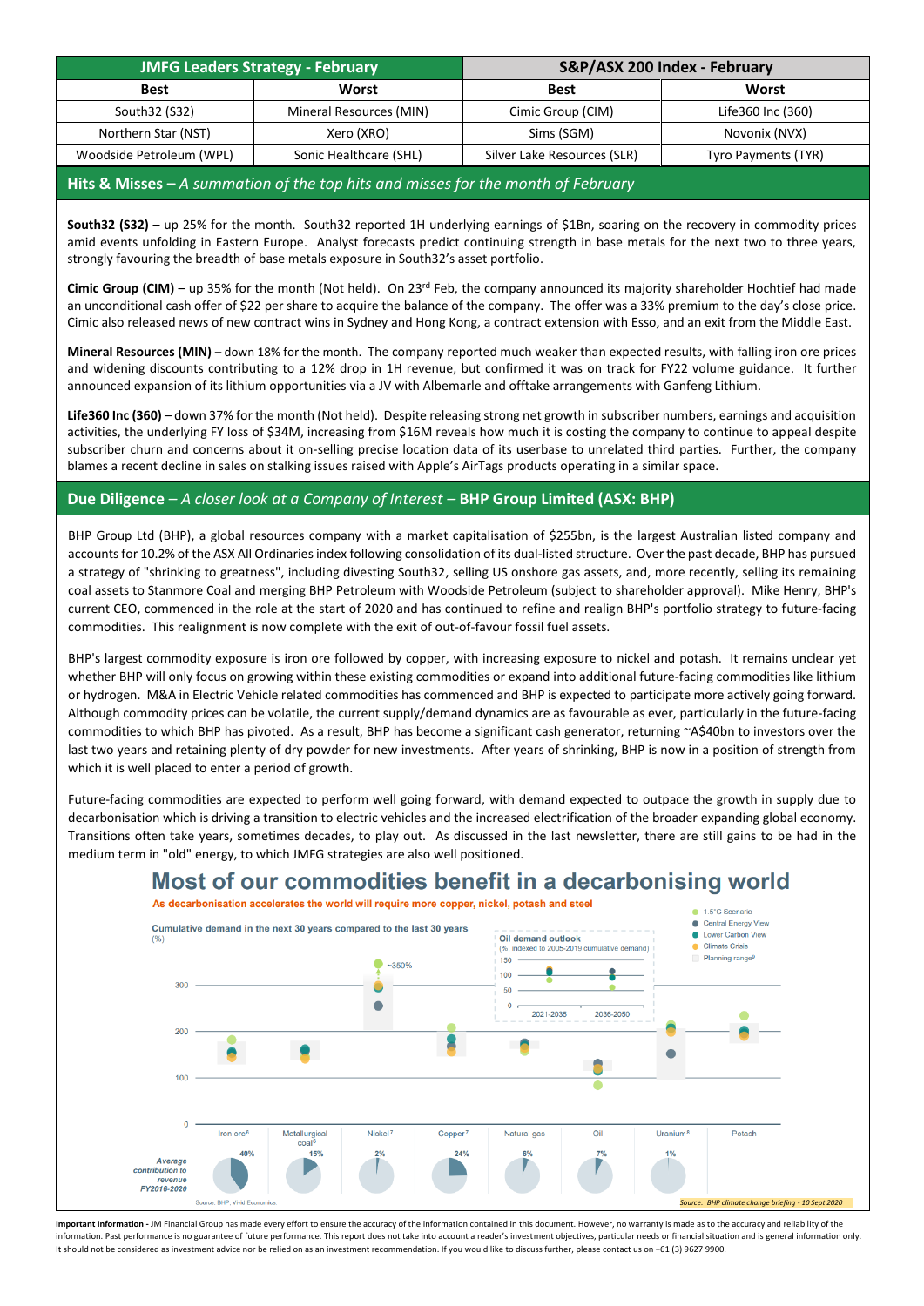| JMFG Leaders Strategy - February | | S&P/ASX 200 Index - February | |
|---|---|---|---|
| **Best** | **Worst** | **Best** | **Worst** |
| South32 (S32) | Mineral Resources (MIN) | Cimic Group (CIM) | Life360 Inc (360) |
| Northern Star (NST) | Xero (XRO) | Sims (SGM) | Novonix (NVX) |
| Woodside Petroleum (WPL) | Sonic Healthcare (SHL) | Silver Lake Resources (SLR) | Tyro Payments (TYR) |

## Hits & Misses – *A summation of the top hits and misses for the month of February*

**South32 (S32)** – up 25% for the month. South32 reported 1H underlying earnings of $1Bn, soaring on the recovery in commodity prices amid events unfolding in Eastern Europe. Analyst forecasts predict continuing strength in base metals for the next two to three years, strongly favouring the breadth of base metals exposure in South32's asset portfolio.

**Cimic Group (CIM)** – up 35% for the month (Not held). On 23rd Feb, the company announced its majority shareholder Hochtief had made an unconditional cash offer of $22 per share to acquire the balance of the company. The offer was a 33% premium to the day's close price. Cimic also released news of new contract wins in Sydney and Hong Kong, a contract extension with Esso, and an exit from the Middle East.

**Mineral Resources (MIN)** – down 18% for the month. The company reported much weaker than expected results, with falling iron ore prices and widening discounts contributing to a 12% drop in 1H revenue, but confirmed it was on track for FY22 volume guidance. It further announced expansion of its lithium opportunities via a JV with Albemarle and offtake arrangements with Ganfeng Lithium.

**Life360 Inc (360)** – down 37% for the month (Not held). Despite releasing strong net growth in subscriber numbers, earnings and acquisition activities, the underlying FY loss of $34M, increasing from $16M reveals how much it is costing the company to continue to appeal despite subscriber churn and concerns about it on-selling precise location data of its userbase to unrelated third parties. Further, the company blames a recent decline in sales on stalking issues raised with Apple's AirTags products operating in a similar space.

## Due Diligence – *A closer look at a Company of Interest* – BHP Group Limited (ASX: BHP)

BHP Group Ltd (BHP), a global resources company with a market capitalisation of $255bn, is the largest Australian listed company and accounts for 10.2% of the ASX All Ordinaries index following consolidation of its dual-listed structure. Over the past decade, BHP has pursued a strategy of "shrinking to greatness", including divesting South32, selling US onshore gas assets, and, more recently, selling its remaining coal assets to Stanmore Coal and merging BHP Petroleum with Woodside Petroleum (subject to shareholder approval). Mike Henry, BHP's current CEO, commenced in the role at the start of 2020 and has continued to refine and realign BHP's portfolio strategy to future-facing commodities. This realignment is now complete with the exit of out-of-favour fossil fuel assets.

BHP's largest commodity exposure is iron ore followed by copper, with increasing exposure to nickel and potash. It remains unclear yet whether BHP will only focus on growing within these existing commodities or expand into additional future-facing commodities like lithium or hydrogen. M&A in Electric Vehicle related commodities has commenced and BHP is expected to participate more actively going forward. Although commodity prices can be volatile, the current supply/demand dynamics are as favourable as ever, particularly in the future-facing commodities to which BHP has pivoted. As a result, BHP has become a significant cash generator, returning ~A$40bn to investors over the last two years and retaining plenty of dry powder for new investments. After years of shrinking, BHP is now in a position of strength from which it is well placed to enter a period of growth.

Future-facing commodities are expected to perform well going forward, with demand expected to outpace the growth in supply due to decarbonisation which is driving a transition to electric vehicles and the increased electrification of the broader expanding global economy. Transitions often take years, sometimes decades, to play out. As discussed in the last newsletter, there are still gains to be had in the medium term in "old" energy, to which JMFG strategies are also well positioned.

**Most of our commodities benefit in a decarbonising world**

As decarbonisation accelerates the world will require more copper, nickel, potash and steel

Cumulative demand in the next 30 years compared to the last 30 years
(%)

1.5°C Scenario
Central Energy View
Lower Carbon View
Climate Crisis
Planning range[9]

Oil demand outlook
(%, indexed to 2005-2019 cumulative demand)
150
100
50
0
2021-2035
2036-2050

~350%

300
200
100
0

Iron ore[6]
Metallurgical coal[6]
Nickel[7]
Copper[7]
Natural gas
Oil
Uranium[8]
Potash

Average contribution to revenue FY2016-2020
40%
15%
2%
24%
6%
7%
1%

Source: BHP, Vivid Economics.

Source: BHP climate change briefing - 10 Sept 2020

**Important Information -** JM Financial Group has made every effort to ensure the accuracy of the information contained in this document. However, no warranty is made as to the accuracy and reliability of the information. Past performance is no guarantee of future performance. This report does not take into account a reader's investment objectives, particular needs or financial situation and is general information only. It should not be considered as investment advice nor be relied on as an investment recommendation. If you would like to discuss further, please contact us on +61 (3) 9627 9900.